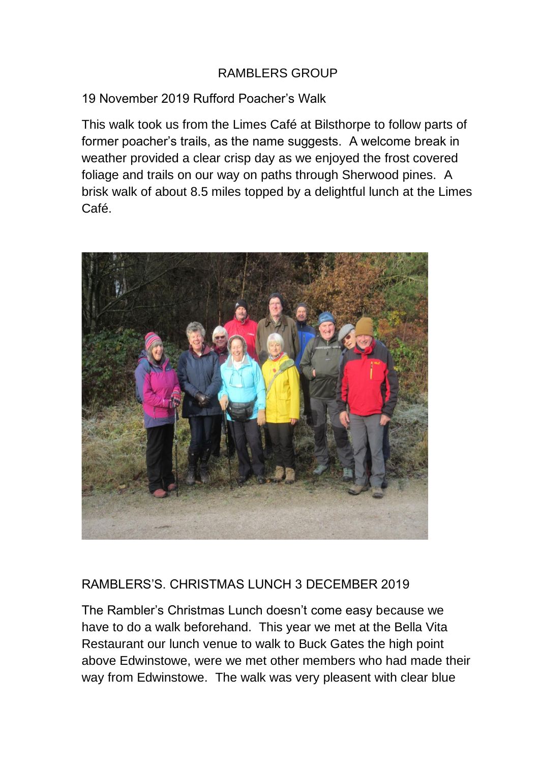# RAMBLERS GROUP

## 19 November 2019 Rufford Poacher's Walk

This walk took us from the Limes Café at Bilsthorpe to follow parts of former poacher's trails, as the name suggests. A welcome break in weather provided a clear crisp day as we enjoyed the frost covered foliage and trails on our way on paths through Sherwood pines. A brisk walk of about 8.5 miles topped by a delightful lunch at the Limes Café.

## RAMBLERS'S. CHRISTMAS LUNCH 3 DECEMBER 2019

The Rambler's Christmas Lunch doesn't come easy because we have to do a walk beforehand. This year we met at the Bella Vita Restaurant our lunch venue to walk to Buck Gates the high point above Edwinstowe, were we met other members who had made their way from Edwinstowe. The walk was very pleasent with clear blue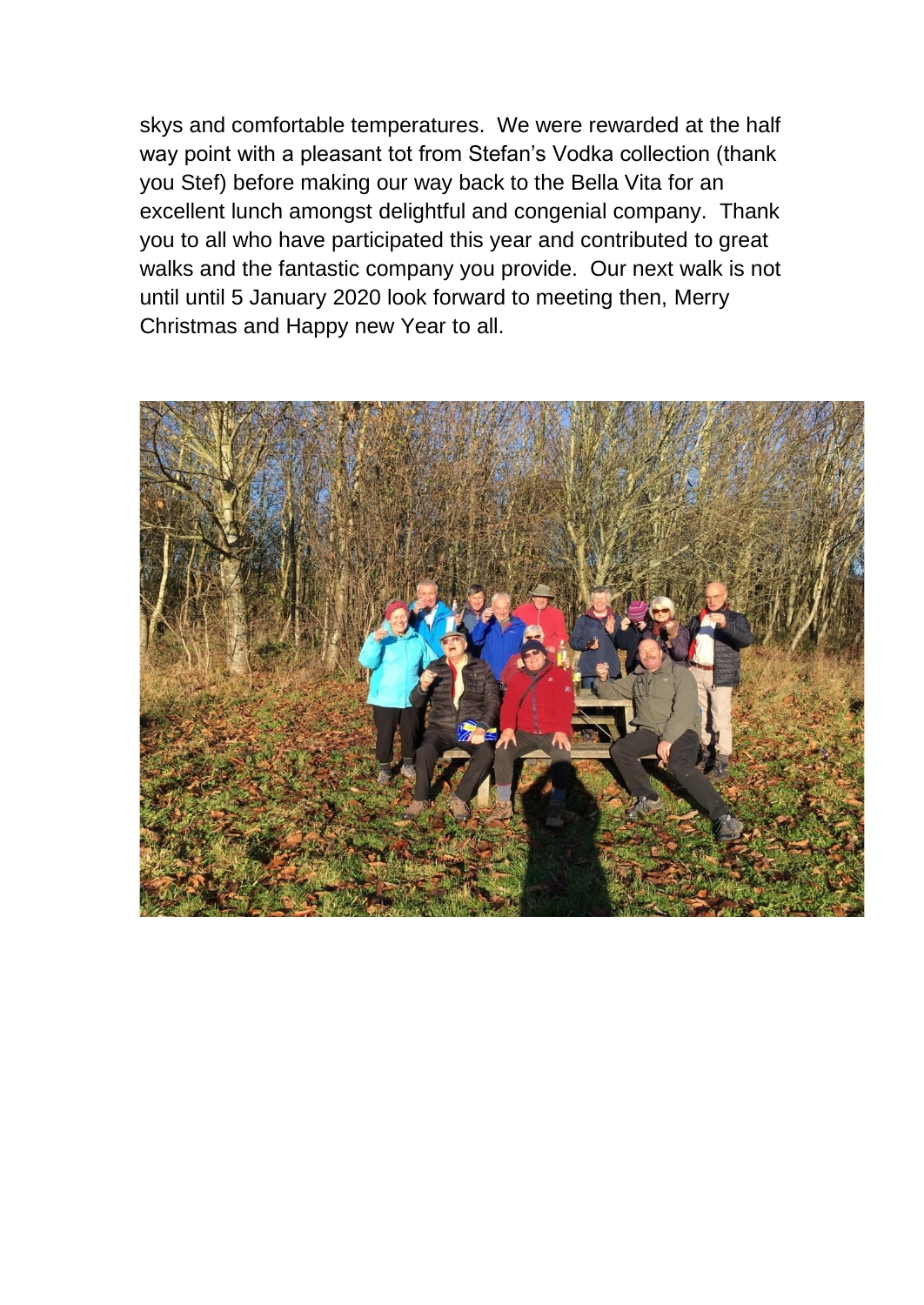skys and comfortable temperatures. We were rewarded at the half way point with a pleasant tot from Stefan's Vodka collection (thank you Stef) before making our way back to the Bella Vita for an excellent lunch amongst delightful and congenial company. Thank you to all who have participated this year and contributed to great walks and the fantastic company you provide. Our next walk is not until until 5 January 2020 look forward to meeting then, Merry Christmas and Happy new Year to all.